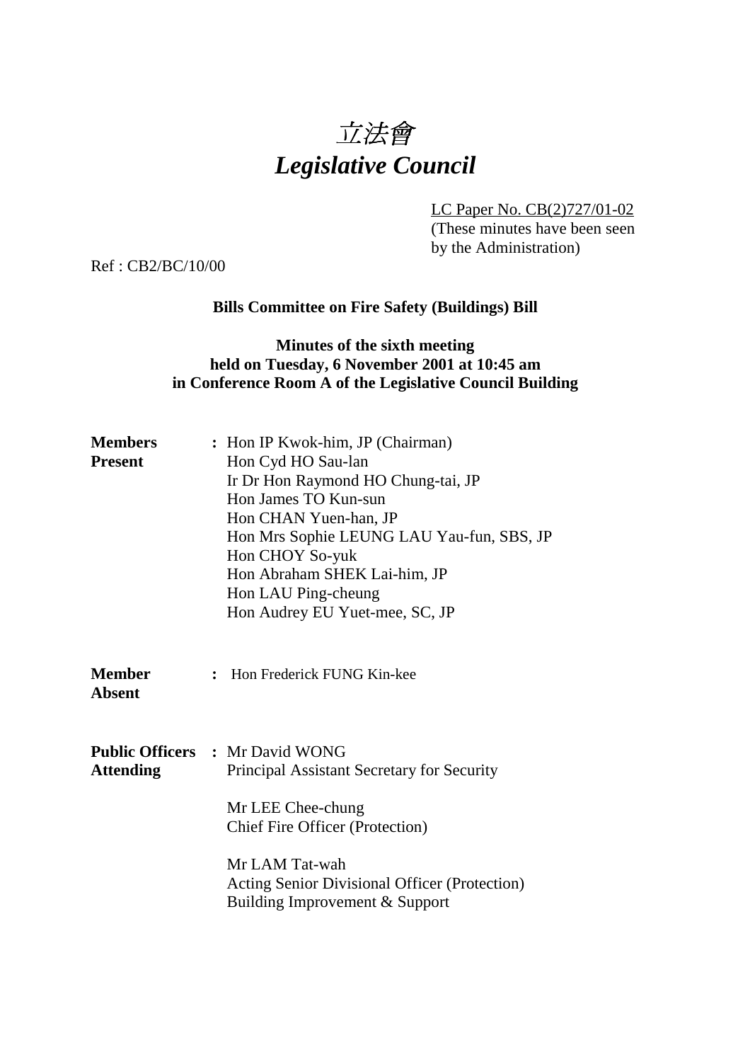# 立法會
# *Legislative Council*

LC Paper No. CB(2)727/01-02
(These minutes have been seen by the Administration)

Ref : CB2/BC/10/00

**Bills Committee on Fire Safety (Buildings) Bill**

**Minutes of the sixth meeting held on Tuesday, 6 November 2001 at 10:45 am in Conference Room A of the Legislative Council Building**

**Members Present** : Hon IP Kwok-him, JP (Chairman)
Hon Cyd HO Sau-lan
Ir Dr Hon Raymond HO Chung-tai, JP
Hon James TO Kun-sun
Hon CHAN Yuen-han, JP
Hon Mrs Sophie LEUNG LAU Yau-fun, SBS, JP
Hon CHOY So-yuk
Hon Abraham SHEK Lai-him, JP
Hon LAU Ping-cheung
Hon Audrey EU Yuet-mee, SC, JP

**Member Absent** : Hon Frederick FUNG Kin-kee

**Public Officers Attending** : Mr David WONG
Principal Assistant Secretary for Security

Mr LEE Chee-chung
Chief Fire Officer (Protection)

Mr LAM Tat-wah
Acting Senior Divisional Officer (Protection)
Building Improvement & Support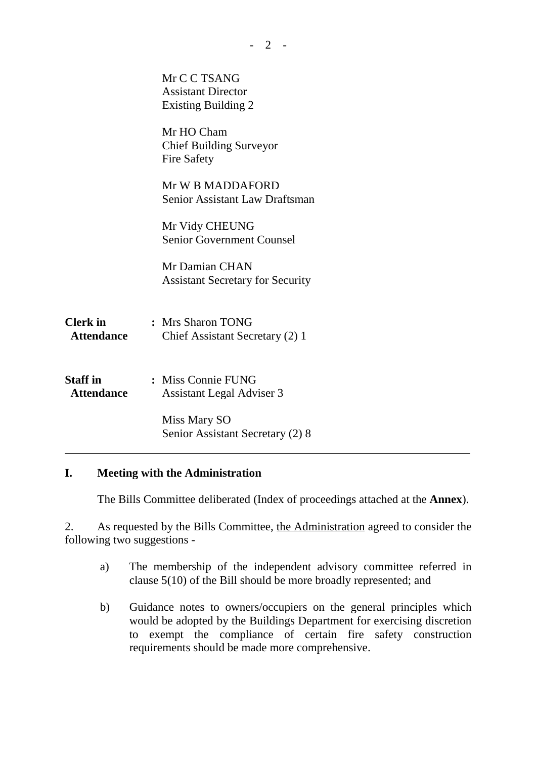Mr C C TSANG
Assistant Director
Existing Building 2

Mr HO Cham
Chief Building Surveyor
Fire Safety

Mr W B MADDAFORD
Senior Assistant Law Draftsman

Mr Vidy CHEUNG
Senior Government Counsel

Mr Damian CHAN
Assistant Secretary for Security

**Clerk in Attendance** : Mrs Sharon TONG
Chief Assistant Secretary (2) 1

**Staff in Attendance** : Miss Connie FUNG
Assistant Legal Adviser 3

Miss Mary SO
Senior Assistant Secretary (2) 8

---

## I. Meeting with the Administration

The Bills Committee deliberated (Index of proceedings attached at the **Annex**).

2. As requested by the Bills Committee, the Administration agreed to consider the following two suggestions -

a) The membership of the independent advisory committee referred in clause 5(10) of the Bill should be more broadly represented; and

b) Guidance notes to owners/occupiers on the general principles which would be adopted by the Buildings Department for exercising discretion to exempt the compliance of certain fire safety construction requirements should be made more comprehensive.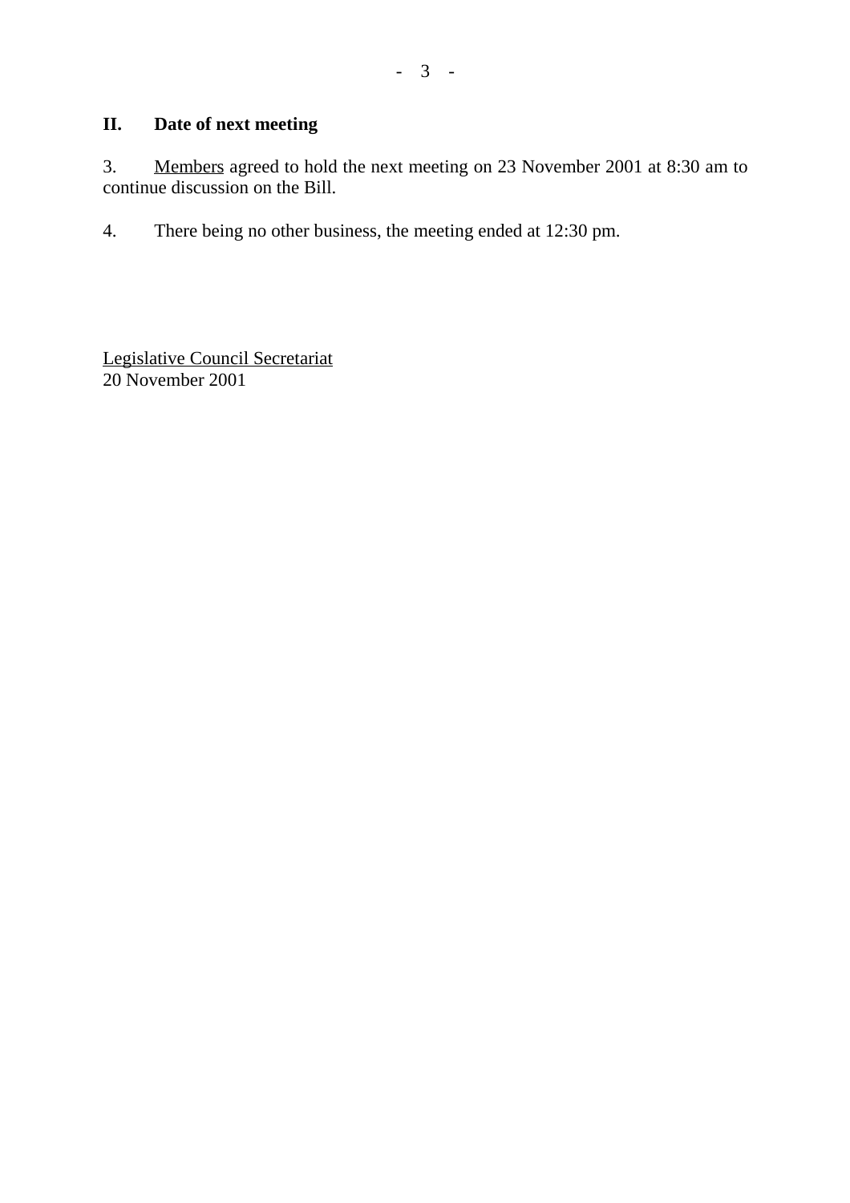## II. Date of next meeting

3. Members agreed to hold the next meeting on 23 November 2001 at 8:30 am to continue discussion on the Bill.

4. There being no other business, the meeting ended at 12:30 pm.

Legislative Council Secretariat
20 November 2001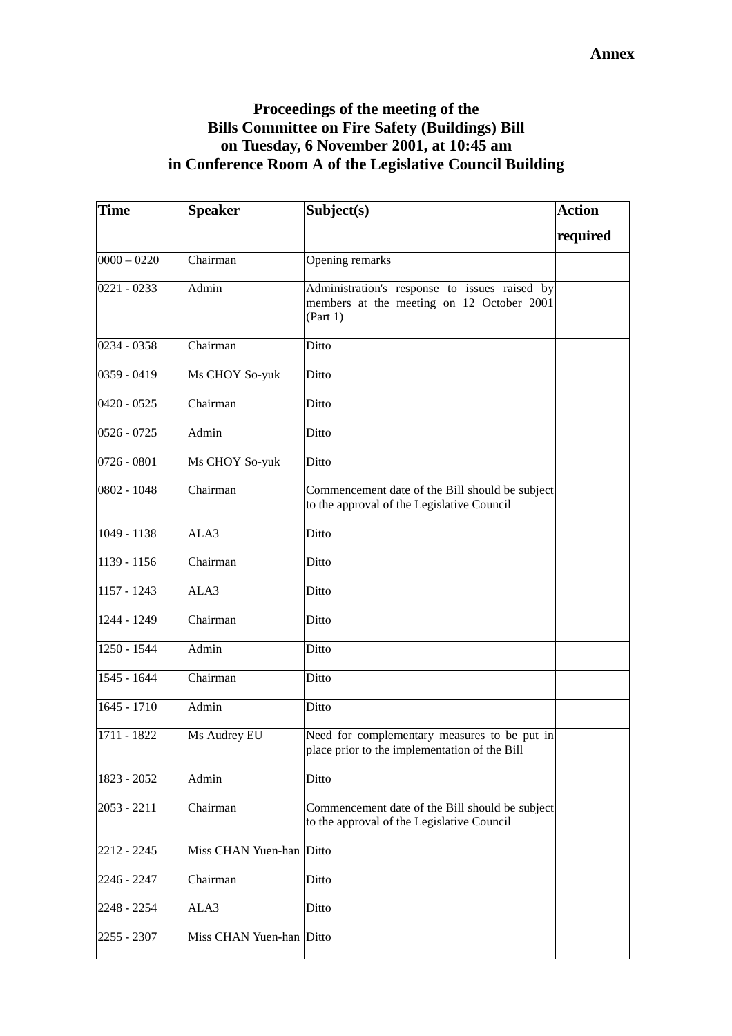**Annex**

# Proceedings of the meeting of the Bills Committee on Fire Safety (Buildings) Bill on Tuesday, 6 November 2001, at 10:45 am in Conference Room A of the Legislative Council Building

| Time | Speaker | Subject(s) | Action required |
|---|---|---|---|
| 0000 – 0220 | Chairman | Opening remarks | |
| 0221 - 0233 | Admin | Administration's response to issues raised by members at the meeting on 12 October 2001 (Part 1) | |
| 0234 - 0358 | Chairman | Ditto | |
| 0359 - 0419 | Ms CHOY So-yuk | Ditto | |
| 0420 - 0525 | Chairman | Ditto | |
| 0526 - 0725 | Admin | Ditto | |
| 0726 - 0801 | Ms CHOY So-yuk | Ditto | |
| 0802 - 1048 | Chairman | Commencement date of the Bill should be subject to the approval of the Legislative Council | |
| 1049 - 1138 | ALA3 | Ditto | |
| 1139 - 1156 | Chairman | Ditto | |
| 1157 - 1243 | ALA3 | Ditto | |
| 1244 - 1249 | Chairman | Ditto | |
| 1250 - 1544 | Admin | Ditto | |
| 1545 - 1644 | Chairman | Ditto | |
| 1645 - 1710 | Admin | Ditto | |
| 1711 - 1822 | Ms Audrey EU | Need for complementary measures to be put in place prior to the implementation of the Bill | |
| 1823 - 2052 | Admin | Ditto | |
| 2053 - 2211 | Chairman | Commencement date of the Bill should be subject to the approval of the Legislative Council | |
| 2212 - 2245 | Miss CHAN Yuen-han | Ditto | |
| 2246 - 2247 | Chairman | Ditto | |
| 2248 - 2254 | ALA3 | Ditto | |
| 2255 - 2307 | Miss CHAN Yuen-han | Ditto | |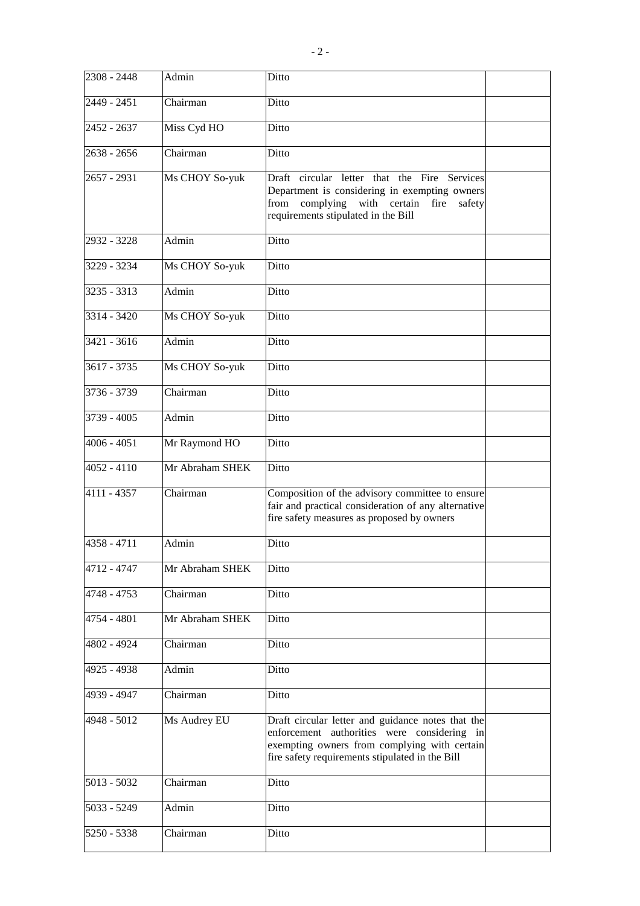| | | | |
|---|---|---|---|
| 2308 - 2448 | Admin | Ditto | |
| 2449 - 2451 | Chairman | Ditto | |
| 2452 - 2637 | Miss Cyd HO | Ditto | |
| 2638 - 2656 | Chairman | Ditto | |
| 2657 - 2931 | Ms CHOY So-yuk | Draft circular letter that the Fire Services Department is considering in exempting owners from complying with certain fire safety requirements stipulated in the Bill | |
| 2932 - 3228 | Admin | Ditto | |
| 3229 - 3234 | Ms CHOY So-yuk | Ditto | |
| 3235 - 3313 | Admin | Ditto | |
| 3314 - 3420 | Ms CHOY So-yuk | Ditto | |
| 3421 - 3616 | Admin | Ditto | |
| 3617 - 3735 | Ms CHOY So-yuk | Ditto | |
| 3736 - 3739 | Chairman | Ditto | |
| 3739 - 4005 | Admin | Ditto | |
| 4006 - 4051 | Mr Raymond HO | Ditto | |
| 4052 - 4110 | Mr Abraham SHEK | Ditto | |
| 4111 - 4357 | Chairman | Composition of the advisory committee to ensure fair and practical consideration of any alternative fire safety measures as proposed by owners | |
| 4358 - 4711 | Admin | Ditto | |
| 4712 - 4747 | Mr Abraham SHEK | Ditto | |
| 4748 - 4753 | Chairman | Ditto | |
| 4754 - 4801 | Mr Abraham SHEK | Ditto | |
| 4802 - 4924 | Chairman | Ditto | |
| 4925 - 4938 | Admin | Ditto | |
| 4939 - 4947 | Chairman | Ditto | |
| 4948 - 5012 | Ms Audrey EU | Draft circular letter and guidance notes that the enforcement authorities were considering in exempting owners from complying with certain fire safety requirements stipulated in the Bill | |
| 5013 - 5032 | Chairman | Ditto | |
| 5033 - 5249 | Admin | Ditto | |
| 5250 - 5338 | Chairman | Ditto | |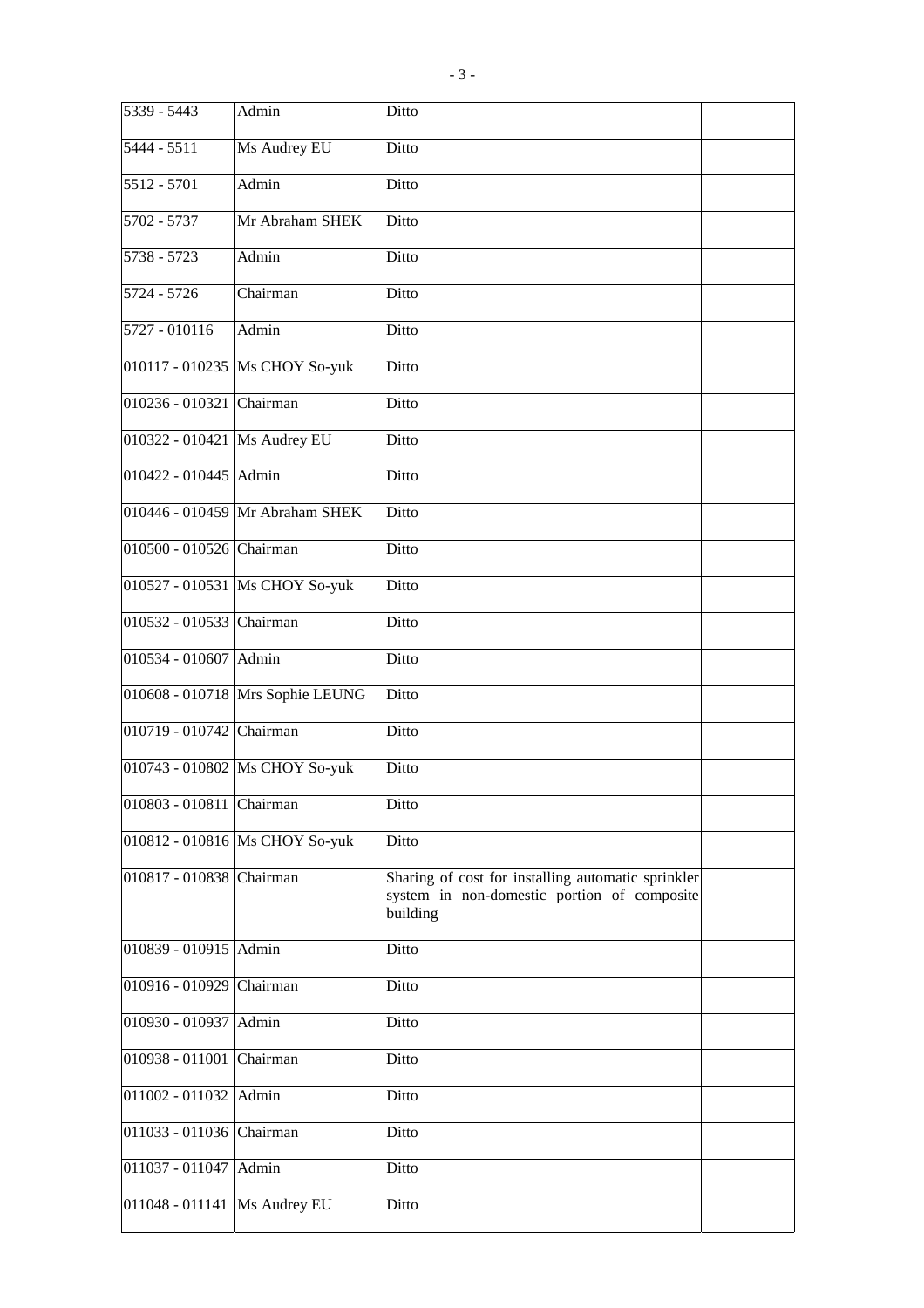| | | | |
|---|---|---|---|
| 5339 - 5443 | Admin | Ditto | |
| 5444 - 5511 | Ms Audrey EU | Ditto | |
| 5512 - 5701 | Admin | Ditto | |
| 5702 - 5737 | Mr Abraham SHEK | Ditto | |
| 5738 - 5723 | Admin | Ditto | |
| 5724 - 5726 | Chairman | Ditto | |
| 5727 - 010116 | Admin | Ditto | |
| 010117 - 010235 | Ms CHOY So-yuk | Ditto | |
| 010236 - 010321 | Chairman | Ditto | |
| 010322 - 010421 | Ms Audrey EU | Ditto | |
| 010422 - 010445 | Admin | Ditto | |
| 010446 - 010459 | Mr Abraham SHEK | Ditto | |
| 010500 - 010526 | Chairman | Ditto | |
| 010527 - 010531 | Ms CHOY So-yuk | Ditto | |
| 010532 - 010533 | Chairman | Ditto | |
| 010534 - 010607 | Admin | Ditto | |
| 010608 - 010718 | Mrs Sophie LEUNG | Ditto | |
| 010719 - 010742 | Chairman | Ditto | |
| 010743 - 010802 | Ms CHOY So-yuk | Ditto | |
| 010803 - 010811 | Chairman | Ditto | |
| 010812 - 010816 | Ms CHOY So-yuk | Ditto | |
| 010817 - 010838 | Chairman | Sharing of cost for installing automatic sprinkler system in non-domestic portion of composite building | |
| 010839 - 010915 | Admin | Ditto | |
| 010916 - 010929 | Chairman | Ditto | |
| 010930 - 010937 | Admin | Ditto | |
| 010938 - 011001 | Chairman | Ditto | |
| 011002 - 011032 | Admin | Ditto | |
| 011033 - 011036 | Chairman | Ditto | |
| 011037 - 011047 | Admin | Ditto | |
| 011048 - 011141 | Ms Audrey EU | Ditto | |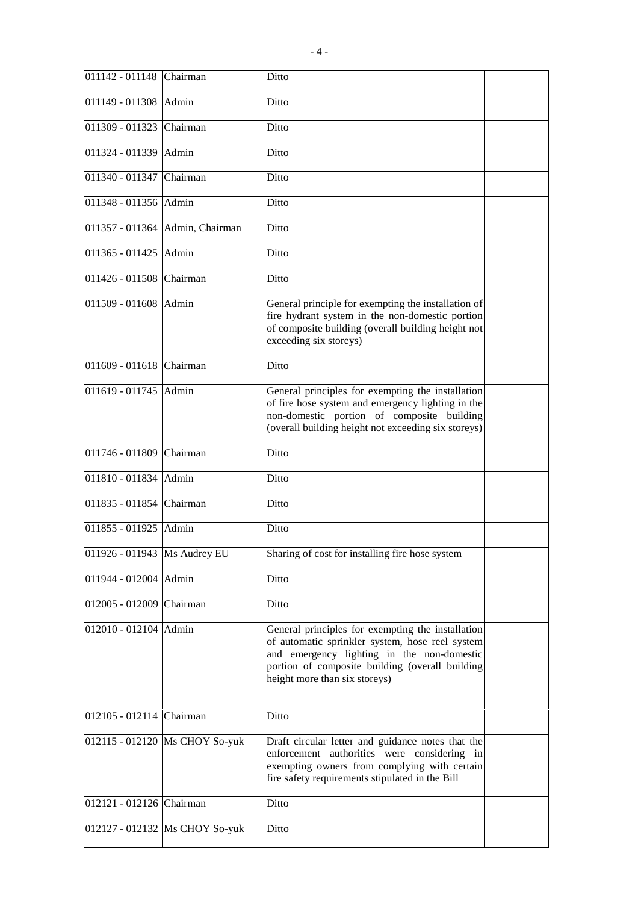| | | | |
|---|---|---|---|
| 011142 - 011148 | Chairman | Ditto | |
| 011149 - 011308 | Admin | Ditto | |
| 011309 - 011323 | Chairman | Ditto | |
| 011324 - 011339 | Admin | Ditto | |
| 011340 - 011347 | Chairman | Ditto | |
| 011348 - 011356 | Admin | Ditto | |
| 011357 - 011364 | Admin, Chairman | Ditto | |
| 011365 - 011425 | Admin | Ditto | |
| 011426 - 011508 | Chairman | Ditto | |
| 011509 - 011608 | Admin | General principle for exempting the installation of fire hydrant system in the non-domestic portion of composite building (overall building height not exceeding six storeys) | |
| 011609 - 011618 | Chairman | Ditto | |
| 011619 - 011745 | Admin | General principles for exempting the installation of fire hose system and emergency lighting in the non-domestic portion of composite building (overall building height not exceeding six storeys) | |
| 011746 - 011809 | Chairman | Ditto | |
| 011810 - 011834 | Admin | Ditto | |
| 011835 - 011854 | Chairman | Ditto | |
| 011855 - 011925 | Admin | Ditto | |
| 011926 - 011943 | Ms Audrey EU | Sharing of cost for installing fire hose system | |
| 011944 - 012004 | Admin | Ditto | |
| 012005 - 012009 | Chairman | Ditto | |
| 012010 - 012104 | Admin | General principles for exempting the installation of automatic sprinkler system, hose reel system and emergency lighting in the non-domestic portion of composite building (overall building height more than six storeys) | |
| 012105 - 012114 | Chairman | Ditto | |
| 012115 - 012120 | Ms CHOY So-yuk | Draft circular letter and guidance notes that the enforcement authorities were considering in exempting owners from complying with certain fire safety requirements stipulated in the Bill | |
| 012121 - 012126 | Chairman | Ditto | |
| 012127 - 012132 | Ms CHOY So-yuk | Ditto | |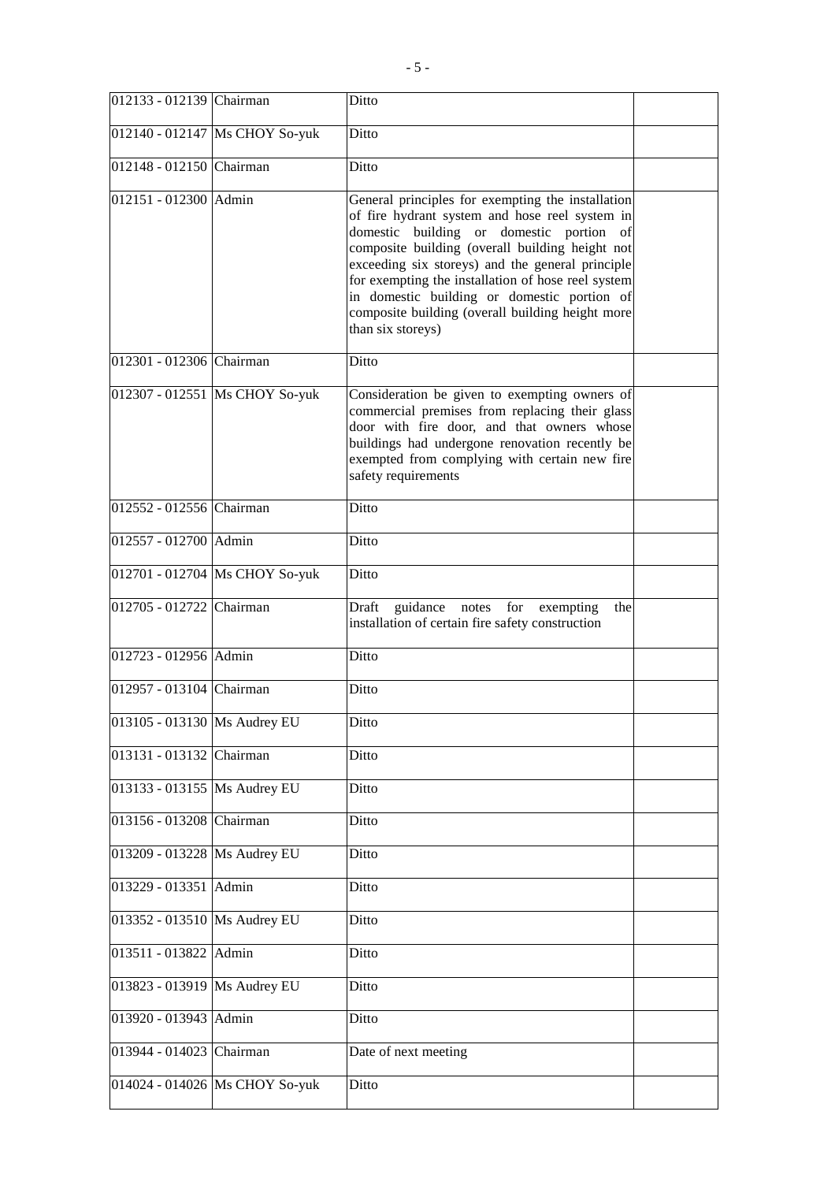| | | | |
|---|---|---|---|
| 012133 - 012139 | Chairman | Ditto | |
| 012140 - 012147 | Ms CHOY So-yuk | Ditto | |
| 012148 - 012150 | Chairman | Ditto | |
| 012151 - 012300 | Admin | General principles for exempting the installation of fire hydrant system and hose reel system in domestic building or domestic portion of composite building (overall building height not exceeding six storeys) and the general principle for exempting the installation of hose reel system in domestic building or domestic portion of composite building (overall building height more than six storeys) | |
| 012301 - 012306 | Chairman | Ditto | |
| 012307 - 012551 | Ms CHOY So-yuk | Consideration be given to exempting owners of commercial premises from replacing their glass door with fire door, and that owners whose buildings had undergone renovation recently be exempted from complying with certain new fire safety requirements | |
| 012552 - 012556 | Chairman | Ditto | |
| 012557 - 012700 | Admin | Ditto | |
| 012701 - 012704 | Ms CHOY So-yuk | Ditto | |
| 012705 - 012722 | Chairman | Draft guidance notes for exempting the installation of certain fire safety construction | |
| 012723 - 012956 | Admin | Ditto | |
| 012957 - 013104 | Chairman | Ditto | |
| 013105 - 013130 | Ms Audrey EU | Ditto | |
| 013131 - 013132 | Chairman | Ditto | |
| 013133 - 013155 | Ms Audrey EU | Ditto | |
| 013156 - 013208 | Chairman | Ditto | |
| 013209 - 013228 | Ms Audrey EU | Ditto | |
| 013229 - 013351 | Admin | Ditto | |
| 013352 - 013510 | Ms Audrey EU | Ditto | |
| 013511 - 013822 | Admin | Ditto | |
| 013823 - 013919 | Ms Audrey EU | Ditto | |
| 013920 - 013943 | Admin | Ditto | |
| 013944 - 014023 | Chairman | Date of next meeting | |
| 014024 - 014026 | Ms CHOY So-yuk | Ditto | |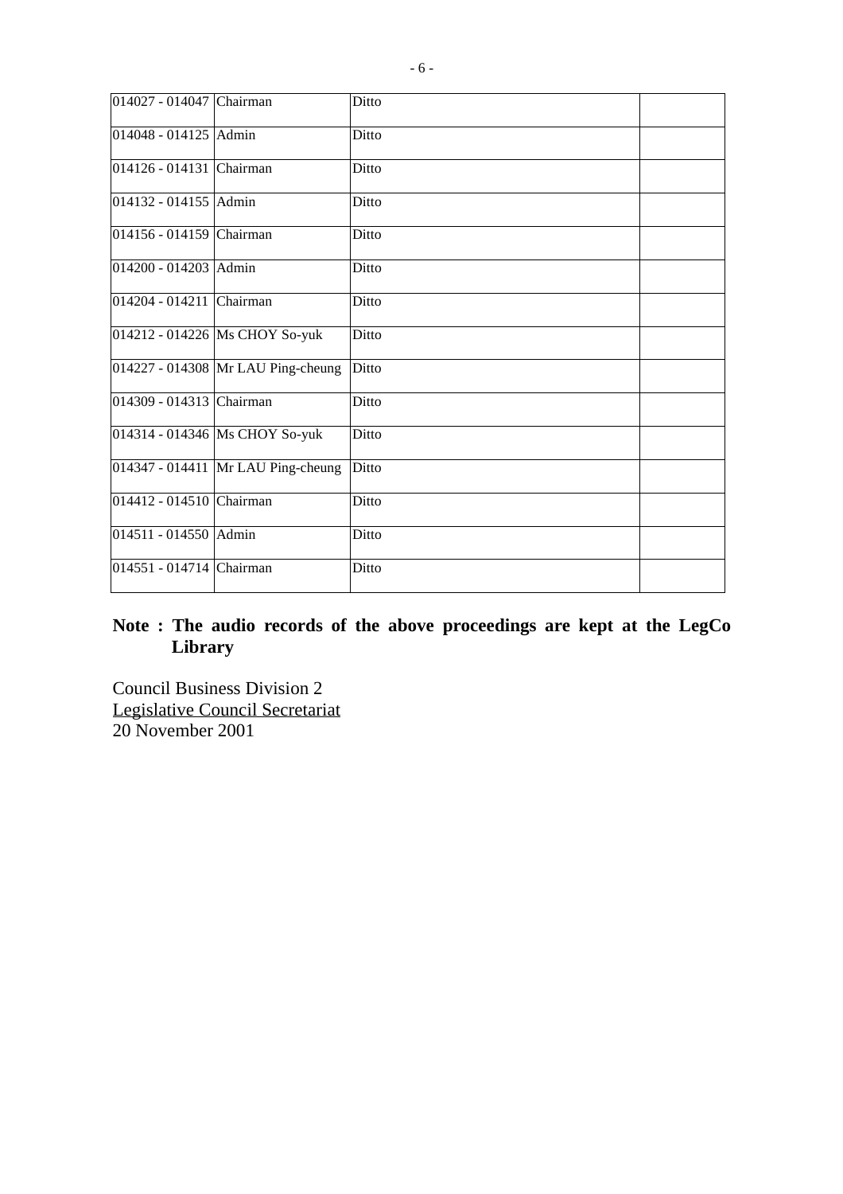| | | | |
|---|---|---|---|
| 014027 - 014047 | Chairman | Ditto | |
| 014048 - 014125 | Admin | Ditto | |
| 014126 - 014131 | Chairman | Ditto | |
| 014132 - 014155 | Admin | Ditto | |
| 014156 - 014159 | Chairman | Ditto | |
| 014200 - 014203 | Admin | Ditto | |
| 014204 - 014211 | Chairman | Ditto | |
| 014212 - 014226 | Ms CHOY So-yuk | Ditto | |
| 014227 - 014308 | Mr LAU Ping-cheung | Ditto | |
| 014309 - 014313 | Chairman | Ditto | |
| 014314 - 014346 | Ms CHOY So-yuk | Ditto | |
| 014347 - 014411 | Mr LAU Ping-cheung | Ditto | |
| 014412 - 014510 | Chairman | Ditto | |
| 014511 - 014550 | Admin | Ditto | |
| 014551 - 014714 | Chairman | Ditto | |

**Note : The audio records of the above proceedings are kept at the LegCo Library**

Council Business Division 2
Legislative Council Secretariat
20 November 2001